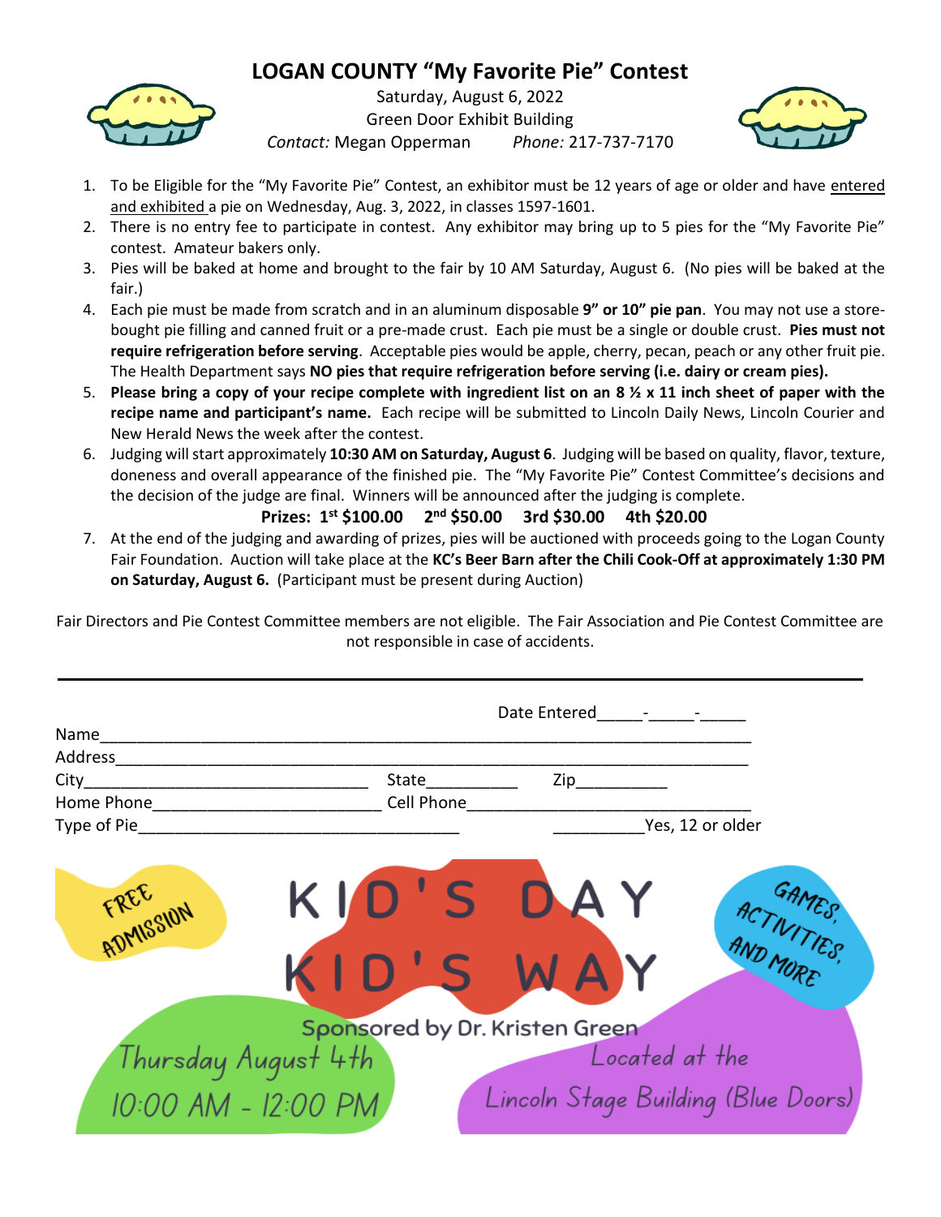# LOGAN COUNTY "My Favorite Pie" Contest

Saturday, August 6, 2022
Green Door Exhibit Building
*Contact:* Megan Opperman *Phone:* 217-737-7170

1. To be Eligible for the "My Favorite Pie" Contest, an exhibitor must be 12 years of age or older and have entered and exhibited a pie on Wednesday, Aug. 3, 2022, in classes 1597-1601.
2. There is no entry fee to participate in contest. Any exhibitor may bring up to 5 pies for the "My Favorite Pie" contest. Amateur bakers only.
3. Pies will be baked at home and brought to the fair by 10 AM Saturday, August 6. (No pies will be baked at the fair.)
4. Each pie must be made from scratch and in an aluminum disposable **9" or 10" pie pan**. You may not use a store-bought pie filling and canned fruit or a pre-made crust. Each pie must be a single or double crust. **Pies must not require refrigeration before serving**. Acceptable pies would be apple, cherry, pecan, peach or any other fruit pie. The Health Department says **NO pies that require refrigeration before serving (i.e. dairy or cream pies).**
5. **Please bring a copy of your recipe complete with ingredient list on an 8 ½ x 11 inch sheet of paper with the recipe name and participant's name.** Each recipe will be submitted to Lincoln Daily News, Lincoln Courier and New Herald News the week after the contest.
6. Judging will start approximately **10:30 AM on Saturday, August 6**. Judging will be based on quality, flavor, texture, doneness and overall appearance of the finished pie. The "My Favorite Pie" Contest Committee's decisions and the decision of the judge are final. Winners will be announced after the judging is complete.

   **Prizes: 1st $100.00 2nd $50.00 3rd $30.00 4th $20.00**
7. At the end of the judging and awarding of prizes, pies will be auctioned with proceeds going to the Logan County Fair Foundation. Auction will take place at the **KC's Beer Barn after the Chili Cook-Off at approximately 1:30 PM on Saturday, August 6.** (Participant must be present during Auction)

Fair Directors and Pie Contest Committee members are not eligible. The Fair Association and Pie Contest Committee are not responsible in case of accidents.

---

Date Entered_____-_____-_____

Name________________________________________________________________________

Address______________________________________________________________________

City_______________________________ State__________ Zip__________

Home Phone________________________ Cell Phone_____________________________

Type of Pie__________________________________ __________Yes, 12 or older

FREE ADMISSION

KID'S DAY KID'S WAY

GAMES, ACTIVITIES, AND MORE

Sponsored by Dr. Kristen Green

Thursday August 4th
10:00 AM - 12:00 PM

Located at the
Lincoln Stage Building (Blue Doors)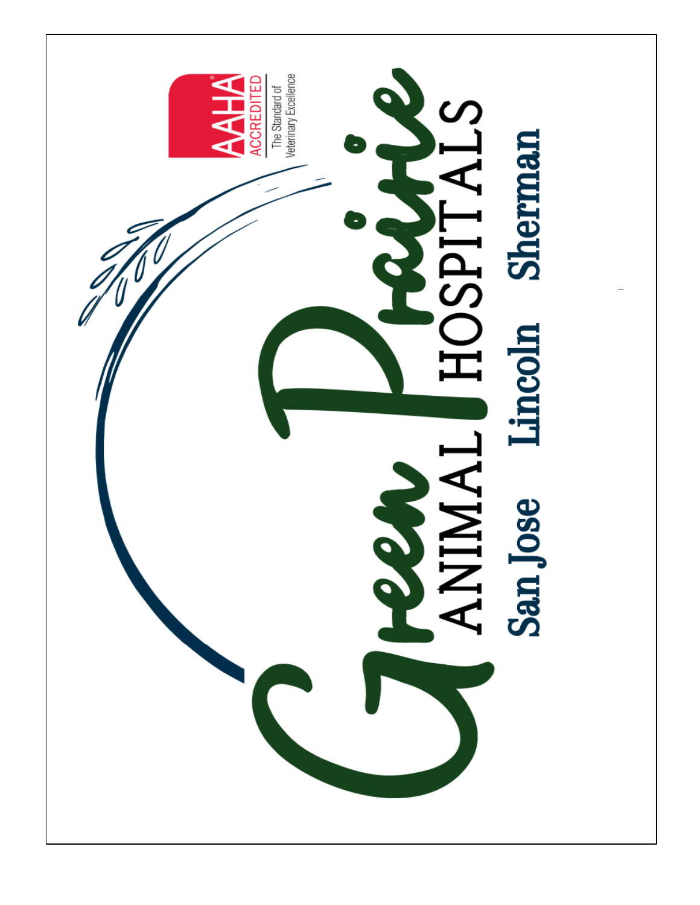AAHA ACCREDITED

The Standard of Veterinary Excellence

# Green Prairie

## ANIMAL HOSPITALS

San Jose Lincoln Sherman